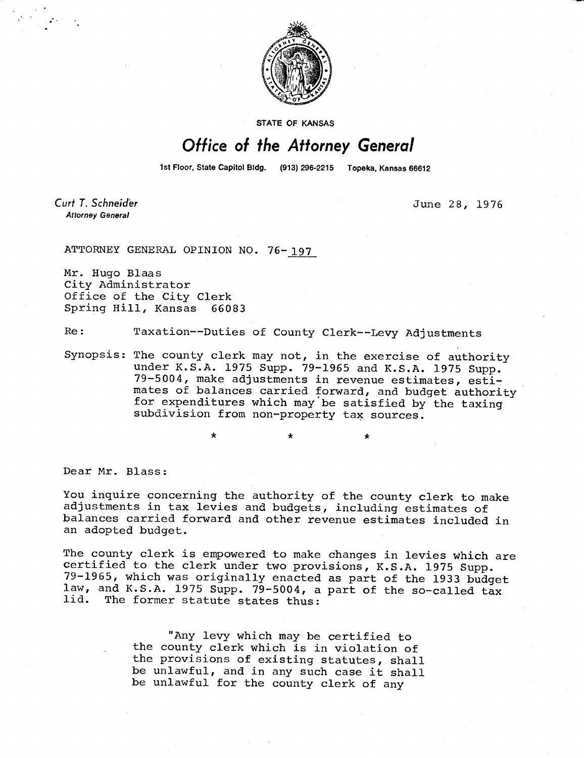STATE OF KANSAS

# Office of the Attorney General

1st Floor, State Capitol Bldg. (913) 296-2215 Topeka, Kansas 66612

*Curt T. Schneider*
**Attorney General**

June 28, 1976

ATTORNEY GENERAL OPINION NO. 76-197

Mr. Hugo Blaas
City Administrator
Office of the City Clerk
Spring Hill, Kansas 66083

Re: Taxation--Duties of County Clerk--Levy Adjustments

Synopsis: The county clerk may not, in the exercise of authority under K.S.A. 1975 Supp. 79-1965 and K.S.A. 1975 Supp. 79-5004, make adjustments in revenue estimates, estimates of balances carried forward, and budget authority for expenditures which may be satisfied by the taxing subdivision from non-property tax sources.

\* \* \*

Dear Mr. Blass:

You inquire concerning the authority of the county clerk to make adjustments in tax levies and budgets, including estimates of balances carried forward and other revenue estimates included in an adopted budget.

The county clerk is empowered to make changes in levies which are certified to the clerk under two provisions, K.S.A. 1975 Supp. 79-1965, which was originally enacted as part of the 1933 budget law, and K.S.A. 1975 Supp. 79-5004, a part of the so-called tax lid. The former statute states thus:

> "Any levy which may be certified to the county clerk which is in violation of the provisions of existing statutes, shall be unlawful, and in any such case it shall be unlawful for the county clerk of any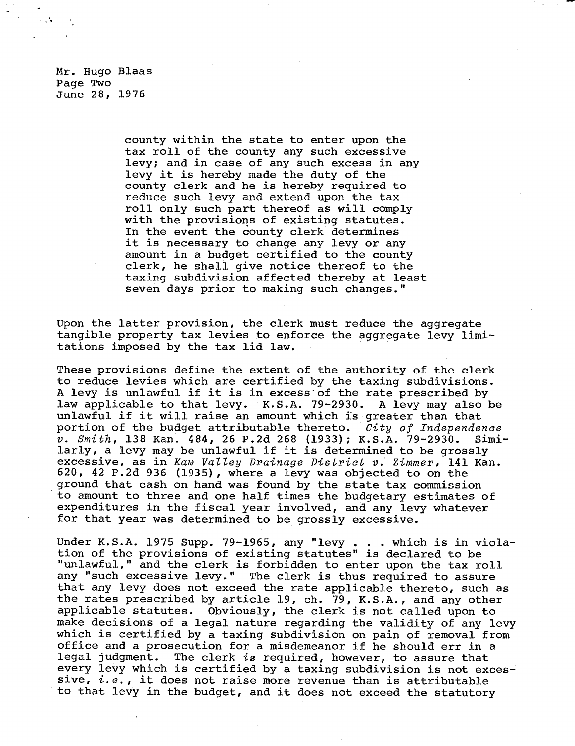Mr. Hugo Blaas
Page Two
June 28, 1976

> county within the state to enter upon the tax roll of the county any such excessive levy; and in case of any such excess in any levy it is hereby made the duty of the county clerk and he is hereby required to reduce such levy and extend upon the tax roll only such part thereof as will comply with the provisions of existing statutes. In the event the county clerk determines it is necessary to change any levy or any amount in a budget certified to the county clerk, he shall give notice thereof to the taxing subdivision affected thereby at least seven days prior to making such changes."

Upon the latter provision, the clerk must reduce the aggregate tangible property tax levies to enforce the aggregate levy limitations imposed by the tax lid law.

These provisions define the extent of the authority of the clerk to reduce levies which are certified by the taxing subdivisions. A levy is unlawful if it is in excess of the rate prescribed by law applicable to that levy. K.S.A. 79-2930. A levy may also be unlawful if it will raise an amount which is greater than that portion of the budget attributable thereto. *City of Independence v. Smith*, 138 Kan. 484, 26 P.2d 268 (1933); K.S.A. 79-2930. Similarly, a levy may be unlawful if it is determined to be grossly excessive, as in *Kaw Valley Drainage District v. Zimmer*, 141 Kan. 620, 42 P.2d 936 (1935), where a levy was objected to on the ground that cash on hand was found by the state tax commission to amount to three and one half times the budgetary estimates of expenditures in the fiscal year involved, and any levy whatever for that year was determined to be grossly excessive.

Under K.S.A. 1975 Supp. 79-1965, any "levy . . . which is in violation of the provisions of existing statutes" is declared to be "unlawful," and the clerk is forbidden to enter upon the tax roll any "such excessive levy." The clerk is thus required to assure that any levy does not exceed the rate applicable thereto, such as the rates prescribed by article 19, ch. 79, K.S.A., and any other applicable statutes. Obviously, the clerk is not called upon to make decisions of a legal nature regarding the validity of any levy which is certified by a taxing subdivision on pain of removal from office and a prosecution for a misdemeanor if he should err in a legal judgment. The clerk *is* required, however, to assure that every levy which is certified by a taxing subdivision is not excessive, *i.e.*, it does not raise more revenue than is attributable to that levy in the budget, and it does not exceed the statutory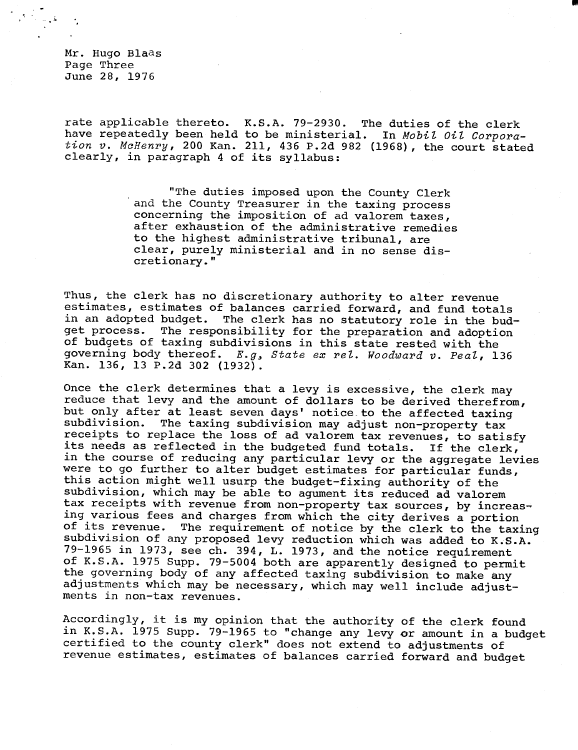rate applicable thereto. K.S.A. 79-2930. The duties of the clerk have repeatedly been held to be ministerial. In *Mobil Oil Corporation v. McHenry*, 200 Kan. 211, 436 P.2d 982 (1968), the court stated clearly, in paragraph 4 of its syllabus:

> "The duties imposed upon the County Clerk and the County Treasurer in the taxing process concerning the imposition of ad valorem taxes, after exhaustion of the administrative remedies to the highest administrative tribunal, are clear, purely ministerial and in no sense discretionary."

Thus, the clerk has no discretionary authority to alter revenue estimates, estimates of balances carried forward, and fund totals in an adopted budget. The clerk has no statutory role in the budget process. The responsibility for the preparation and adoption of budgets of taxing subdivisions in this state rested with the governing body thereof. *E.g., State ex rel. Woodward v. Peal*, 136 Kan. 136, 13 P.2d 302 (1932).

Once the clerk determines that a levy is excessive, the clerk may reduce that levy and the amount of dollars to be derived therefrom, but only after at least seven days' notice to the affected taxing subdivision. The taxing subdivision may adjust non-property tax receipts to replace the loss of ad valorem tax revenues, to satisfy its needs as reflected in the budgeted fund totals. If the clerk, in the course of reducing any particular levy or the aggregate levies were to go further to alter budget estimates for particular funds, this action might well usurp the budget-fixing authority of the subdivision, which may be able to agument its reduced ad valorem tax receipts with revenue from non-property tax sources, by increasing various fees and charges from which the city derives a portion of its revenue. The requirement of notice by the clerk to the taxing subdivision of any proposed levy reduction which was added to K.S.A. 79-1965 in 1973, see ch. 394, L. 1973, and the notice requirement of K.S.A. 1975 Supp. 79-5004 both are apparently designed to permit the governing body of any affected taxing subdivision to make any adjustments which may be necessary, which may well include adjustments in non-tax revenues.

Accordingly, it is my opinion that the authority of the clerk found in K.S.A. 1975 Supp. 79-1965 to "change any levy or amount in a budget certified to the county clerk" does not extend to adjustments of revenue estimates, estimates of balances carried forward and budget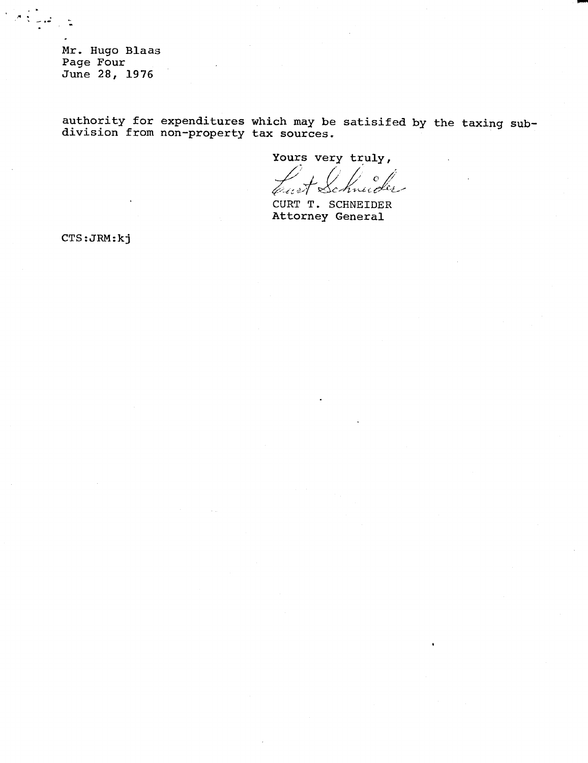Mr. Hugo Blaas
Page Four
June 28, 1976

authority for expenditures which may be satisifed by the taxing subdivision from non-property tax sources.

Yours very truly,

CURT T. SCHNEIDER
Attorney General

CTS:JRM:kj